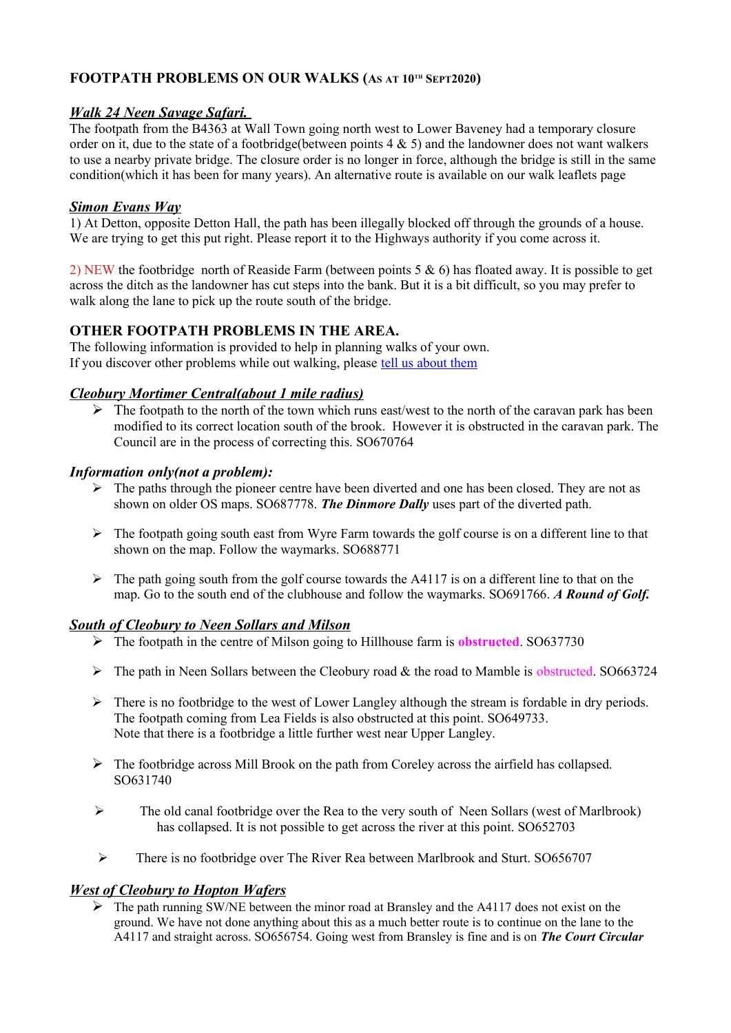## FOOTPATH PROBLEMS ON OUR WALKS (AS AT 10TH SEPT2020)

### ***Walk 24 Neen Savage Safari.***

The footpath from the B4363 at Wall Town going north west to Lower Baveney had a temporary closure order on it, due to the state of a footbridge(between points 4 & 5) and the landowner does not want walkers to use a nearby private bridge. The closure order is no longer in force, although the bridge is still in the same condition(which it has been for many years). An alternative route is available on our walk leaflets page

### ***Simon Evans Way***

1) At Detton, opposite Detton Hall, the path has been illegally blocked off through the grounds of a house. We are trying to get this put right. Please report it to the Highways authority if you come across it.

2) NEW the footbridge north of Reaside Farm (between points 5 & 6) has floated away. It is possible to get across the ditch as the landowner has cut steps into the bank. But it is a bit difficult, so you may prefer to walk along the lane to pick up the route south of the bridge.

## OTHER FOOTPATH PROBLEMS IN THE AREA.

The following information is provided to help in planning walks of your own.
If you discover other problems while out walking, please tell us about them

### ***Cleobury Mortimer Central(about 1 mile radius)***

- The footpath to the north of the town which runs east/west to the north of the caravan park has been modified to its correct location south of the brook. However it is obstructed in the caravan park. The Council are in the process of correcting this. SO670764

### ***Information only(not a problem):***

- The paths through the pioneer centre have been diverted and one has been closed. They are not as shown on older OS maps. SO687778. ***The Dinmore Dally*** uses part of the diverted path.
- The footpath going south east from Wyre Farm towards the golf course is on a different line to that shown on the map. Follow the waymarks. SO688771
- The path going south from the golf course towards the A4117 is on a different line to that on the map. Go to the south end of the clubhouse and follow the waymarks. SO691766. ***A Round of Golf.***

### ***South of Cleobury to Neen Sollars and Milson***

- The footpath in the centre of Milson going to Hillhouse farm is **obstructed**. SO637730
- The path in Neen Sollars between the Cleobury road & the road to Mamble is obstructed. SO663724
- There is no footbridge to the west of Lower Langley although the stream is fordable in dry periods. The footpath coming from Lea Fields is also obstructed at this point. SO649733.
  Note that there is a footbridge a little further west near Upper Langley.
- The footbridge across Mill Brook on the path from Coreley across the airfield has collapsed. SO631740
- The old canal footbridge over the Rea to the very south of Neen Sollars (west of Marlbrook) has collapsed. It is not possible to get across the river at this point. SO652703
- There is no footbridge over The River Rea between Marlbrook and Sturt. SO656707

### ***West of Cleobury to Hopton Wafers***

- The path running SW/NE between the minor road at Bransley and the A4117 does not exist on the ground. We have not done anything about this as a much better route is to continue on the lane to the A4117 and straight across. SO656754. Going west from Bransley is fine and is on ***The Court Circular***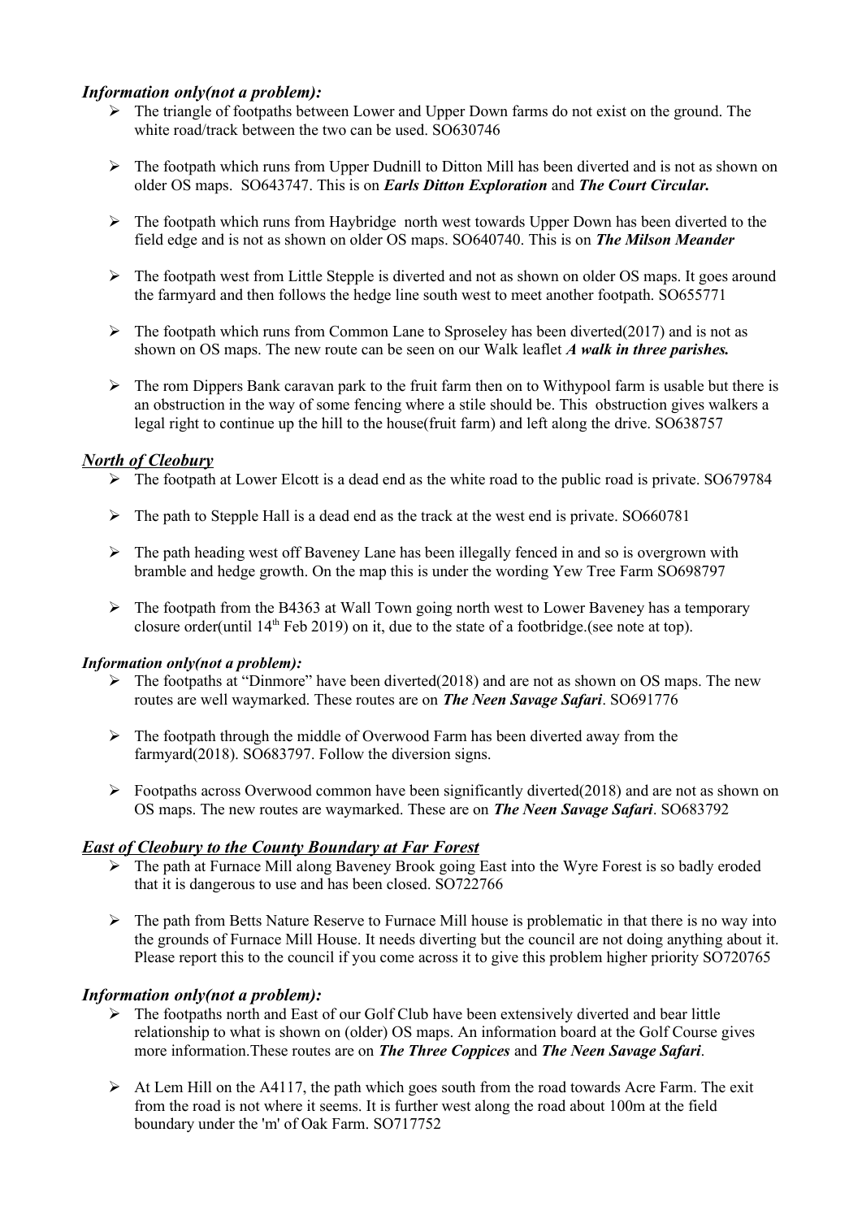### *Information only(not a problem):*

- The triangle of footpaths between Lower and Upper Down farms do not exist on the ground. The white road/track between the two can be used. SO630746
- The footpath which runs from Upper Dudnill to Ditton Mill has been diverted and is not as shown on older OS maps. SO643747. This is on ***Earls Ditton Exploration*** and ***The Court Circular.***
- The footpath which runs from Haybridge north west towards Upper Down has been diverted to the field edge and is not as shown on older OS maps. SO640740. This is on ***The Milson Meander***
- The footpath west from Little Stepple is diverted and not as shown on older OS maps. It goes around the farmyard and then follows the hedge line south west to meet another footpath. SO655771
- The footpath which runs from Common Lane to Sproseley has been diverted(2017) and is not as shown on OS maps. The new route can be seen on our Walk leaflet ***A walk in three parishes.***
- The rom Dippers Bank caravan park to the fruit farm then on to Withypool farm is usable but there is an obstruction in the way of some fencing where a stile should be. This obstruction gives walkers a legal right to continue up the hill to the house(fruit farm) and left along the drive. SO638757

### ***North of Cleobury***

- The footpath at Lower Elcott is a dead end as the white road to the public road is private. SO679784
- The path to Stepple Hall is a dead end as the track at the west end is private. SO660781
- The path heading west off Baveney Lane has been illegally fenced in and so is overgrown with bramble and hedge growth. On the map this is under the wording Yew Tree Farm SO698797
- The footpath from the B4363 at Wall Town going north west to Lower Baveney has a temporary closure order(until 14th Feb 2019) on it, due to the state of a footbridge.(see note at top).

### *Information only(not a problem):*

- The footpaths at "Dinmore" have been diverted(2018) and are not as shown on OS maps. The new routes are well waymarked. These routes are on ***The Neen Savage Safari***. SO691776
- The footpath through the middle of Overwood Farm has been diverted away from the farmyard(2018). SO683797. Follow the diversion signs.
- Footpaths across Overwood common have been significantly diverted(2018) and are not as shown on OS maps. The new routes are waymarked. These are on ***The Neen Savage Safari***. SO683792

### ***East of Cleobury to the County Boundary at Far Forest***

- The path at Furnace Mill along Baveney Brook going East into the Wyre Forest is so badly eroded that it is dangerous to use and has been closed. SO722766
- The path from Betts Nature Reserve to Furnace Mill house is problematic in that there is no way into the grounds of Furnace Mill House. It needs diverting but the council are not doing anything about it. Please report this to the council if you come across it to give this problem higher priority SO720765

### *Information only(not a problem):*

- The footpaths north and East of our Golf Club have been extensively diverted and bear little relationship to what is shown on (older) OS maps. An information board at the Golf Course gives more information.These routes are on ***The Three Coppices*** and ***The Neen Savage Safari***.
- At Lem Hill on the A4117, the path which goes south from the road towards Acre Farm. The exit from the road is not where it seems. It is further west along the road about 100m at the field boundary under the 'm' of Oak Farm. SO717752